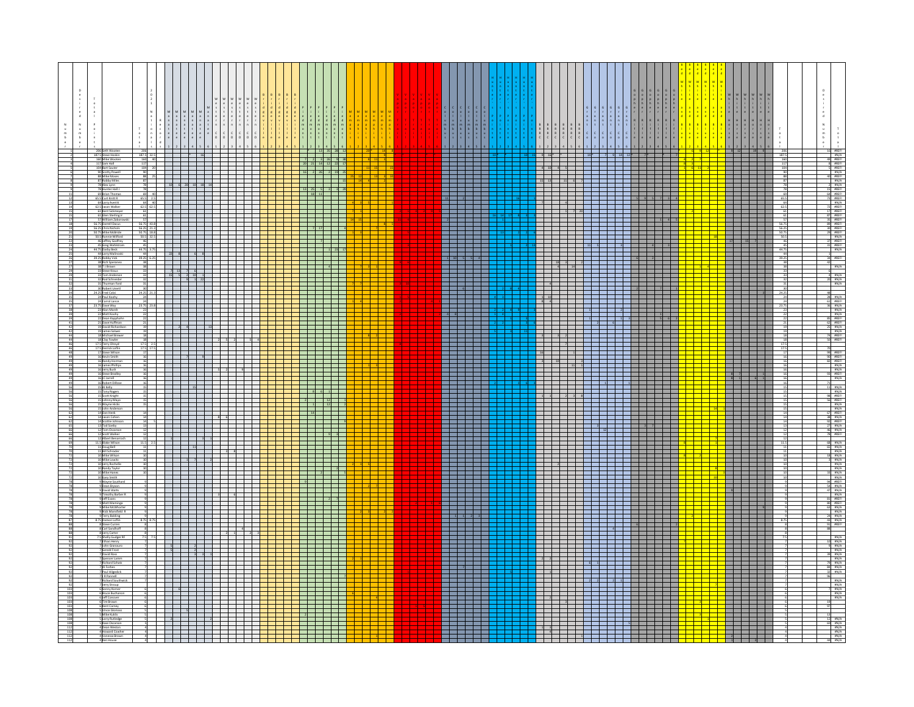| Number | Total | Name | Total | |
|---|---|---|---|---|
| 1 | 206 | Seth Wooten | 206 | |
| 2 | 187.5 | Steve Hoskin | 187.5 | 32.5 |
| 3 | 160 | Mike Wooten | 160 | 40 |
| 4 | 117 | Sam Hall | 117 | |
| 5 | 104 | Bart Sauter | 104 | 20 |
| 6 | 90 | Scotty Powell | 90 | |
| 7 | 88 | Mike Moore | 88 | 25 |
| 8 | 87 | Bobby Miles | 87 | |
| 9 | 78 | Alex Lunn | 78 | |
| 9 | 78 | Hunter Hall J | 78 | |
| 11 | 68 | Brian Thomas | 68 | 40 |
| 12 | 65.5 | Curt Kreh R | 65.5 | 2.5 |
| 13 | 64 | Larry Averitt | 64 | 40 |
| 14 | 62.5 | Jason Walker | 62.5 | 62.5 |
| 15 | 61 | Brett Schmeier | 61 | |
| 15 | 61 | Glen Sterling Jr | 61 | |
| 17 | 57 | William Zaborowski | 57 | |
| 18 | 56.75 | Darrell Dacus | 56.75 | 43.8 |
| 19 | 56.25 | Chris Nichols | 56.25 | 21.3 |
| 20 | 50.75 | Mike McBride | 50.75 | 18.8 |
| 21 | 50.5 | Ronnie Milford | 50.5 | 32.5 |
| 22 | 46 | Jeffrey Godfrey | 46 | |
| 23 | 45 | Greg Wohlstrom | 45 | |
| 24 | 44.75 | Darby Beck | 44.75 | 3.75 |
| 25 | 44 | Larry Malinoski | 44 | |
| 26 | 39.25 | Bobby Vick | 39.25 | 6.25 |
| 27 | 38 | Rich Speranno | 38 | |
| 27 | 38 | T J Brown | 38 | |
| 29 | 33 | Steve Kraus | 33 | |
| 29 | 33 | Tom Anderson | 33 | |
| 31 | 32 | Rod Schneider | 32 | |
| 32 | 31 | Thurman Ford | 31 | |
| 33 | 30 | Robert Unerti | 30 | |
| 34 | 24.25 | Fred Cabe | 24.25 | 21.3 |
| 35 | 24 | Paul Koehy | 24 | |
| 35 | 24 | Carrol Lance | 24 | |
| 37 | 23.75 | Dave Way | 23.75 | 23.8 |
| 38 | 23 | Alan Marsh | 23 | |
| 39 | 22 | Matt Koehy | 22 | |
| 39 | 22 | Dean Kappholn | 22 | |
| 41 | 21 | Dave Huffman | 21 | |
| 42 | 19 | David Richardson | 19 | |
| 42 | 19 | James Salven | 19 | |
| 44 | 18 | Michael Brewer | 18 | |
| 44 | 18 | Clay Fowler | 18 | |
| 46 | 17.5 | Terry Stroud | 17.5 | 2.5 |
| 46 | 17.5 | Derrick Loftin | 17.5 | 17.5 |
| 48 | 17 | Steve Wilson | 17 | |
| 49 | 16 | Kevin Smith | 16 | |
| 49 | 16 | Randy Hooman | 16 | |
| 49 | 16 | James Phillips | 16 | |
| 49 | 16 | Jerry Bush | 16 | |
| 49 | 16 | Steve Bradley | 16 | |
| 49 | 16 | JC Jarrell | 16 | |
| 49 | 16 | Robert DiRose | 16 | |
| 56 | 15 | Al Kelly | 15 | |
| 56 | 15 | Tony Rogers | 15 | |
| 56 | 15 | Scott Knight | 15 | |
| 56 | 15 | Johnny Mayo | 15 | |
| 56 | 15 | Wayne Hicks | 15 | |
| 56 | 15 | John Anderson | 15 | |
| 62 | 14 | Dan Hank | 14 | |
| 62 | 14 | Jason Cohen | 14 | |
| 62 | 14 | Scottie Johnson | 14 | |
| 65 | 13 | Tod Seeby | 13 | |
| 66 | 12 | Tom Grossman | 12 | |
| 66 | 12 | Scott Walker | 12 | |
| 66 | 12 | Albert Benamosh | 12 | |
| 69 | 11.5 | Blake Wilson | 11.5 | 2.5 |
| 70 | 11 | Doug Bell | 11 | |
| 70 | 11 | Bill Schroder | 11 | |
| 72 | 10 | Mike Wilson | 10 | |
| 72 | 10 | Mike Lowitz | 10 | |
| 72 | 10 | Jerry Rochelle | 10 | |
| 72 | 10 | Randy Taylor | 10 | |
| 72 | 10 | Mike Haines | 10 | |
| 72 | 10 | Gary Smith | 10 | |
| 78 | 9 | Wayne Southard | 9 | |
| 78 | 9 | Dean Bryson | 9 | |
| 78 | 9 | David Watts | 9 | |
| 78 | 9 | Timothy Barber R | 9 | |
| 78 | 9 | Jeff Evans | 9 | |
| 78 | 9 | Matt Mannings | 9 | |
| 78 | 9 | Mike McWhorter | 9 | |
| 78 | 9 | Rick Mansfield R | 9 | |
| 78 | 9 | Terry Balding | 9 | |
| 87 | 8.75 | Damon Loftin | 8.75 | 8.75 |
| 88 | 8 | Steve Curren | 8 | |
| 88 | 8 | Carl Sandhoff | 8 | |
| 88 | 8 | Jerry Carter | 8 | |
| 91 | 7.5 | Shelly Sudger RF | 7.5 | 7.5 |
| 92 | 7 | Ethan Henry | 7 | |
| 92 | 7 | John Graniauro | 7 | |
| 92 | 7 | Gerald Frost | 7 | |
| 92 | 7 | David Ross | 7 | |
| 92 | 7 | Spencer Lamm | 7 | |
| 92 | 7 | Richard Schatz | 7 | |
| 92 | 7 | Al Forbes | 7 | |
| 92 | 7 | Paul Hilgedick | 7 | |
| 92 | 7 | R B Funnell | 7 | |
| 92 | 7 | Richard Southwick | 7 | |
| 92 | 7 | Jerry Stroup | 7 | |
| 103 | 6 | Sonny Romer | 6 | |
| 103 | 6 | Bruce Buchanon | 6 | |
| 103 | 6 | Jeff Conover | 6 | |
| 103 | 6 | Tim Brown | 6 | |
| 103 | 6 | Kent Conley | 6 | |
| 108 | 5 | Vince Gioroso | 5 | |
| 108 | 5 | Mike Kubis | 5 | |
| 108 | 5 | Larry Rutledge | 5 | |
| 108 | 5 | Kase Ostarsian | 5 | |
| 112 | 4 | Dean Weldon | 4 | |
| 112 | 4 | Howard Crowher | 4 | |
| 112 | 4 | Vanessa Brown | 4 | |
| 112 | 4 | Jim House | 4 | |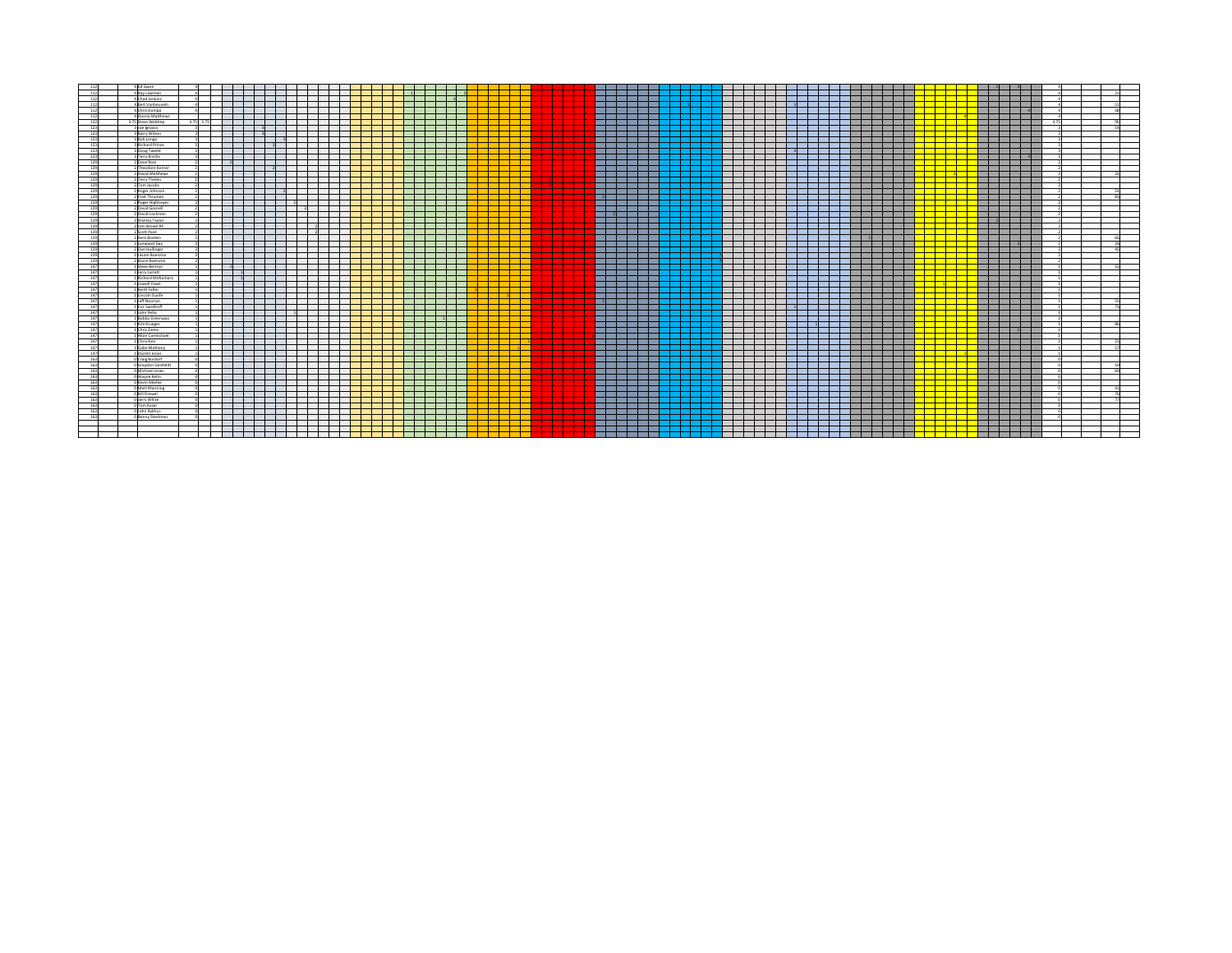| | | | | | |
|---|---|---|---|---|---|
| 112 | 4 | Ed Gwyn | 4 | 4 | |
| 112 | 4 | Ray Laverton | 4 | 4 | 21 |
| 112 | 4 | Chad Jenkins | 4 | 4 | |
| 112 | 4 | Bert Vanheuveln | 4 | 4 | 51 |
| 112 | 4 | Chris Dunlap | 4 | 4 | 58 |
| 112 | 4 | Donna Matthews | 4 | 4 | |
| 122 | 3.75 | Steve Waldrep | 3.75 3.75 | 3.75 | 56 |
| 123 | 3 | Joe Ignacio | 3 | 3 | 14 |
| 123 | 3 | Barry Wilson | 3 | 3 | |
| 123 | 3 | Bob Longo | 3 | 3 | |
| 123 | 3 | Richard Prince | 3 | 3 | |
| 123 | 3 | Doug Tweed | 3 | 3 | |
| 123 | 3 | Terry Knotts | 3 | 3 | |
| 129 | 2 | Dave Ross | 2 | 2 | |
| 129 | 2 | Theodore Kamer | 2 | 2 | |
| 129 | 2 | David Matthews | 2 | 2 | 22 |
| 129 | 2 | Terry Thoren | 2 | 2 | |
| 129 | 2 | Tom Jacobs | 2 | 2 | |
| 129 | 2 | Roger Johnson | 2 | 2 | 54 |
| 129 | 2 | Fred Thruman | 2 | 2 | 83 |
| 129 | 2 | Roger Hightower | 2 | 2 | |
| 129 | 2 | David Gosnell | 2 | 2 | |
| 129 | 2 | David Lockman | 2 | 2 | |
| 129 | 2 | Stanley Taylor | 2 | 2 | |
| 129 | 2 | Joni Brown RE | 2 | 2 | |
| 129 | 2 | Scott Pace | 2 | 2 | |
| 129 | 2 | Kent Bratten | 2 | 2 | 66 |
| 129 | 2 | Lynwood Day | 2 | 2 | 26 |
| 129 | 2 | Dan Hullinger | 2 | 2 | 45 |
| 129 | 2 | Jason Boersma | 2 | 2 | |
| 129 | 2 | Bruce Boersma | 2 | 2 | |
| 147 | 1 | Steve Bertton | 1 | 1 | 52 |
| 147 | 1 | Jerry Jarrett | 1 | 1 | |
| 147 | 1 | Richard McNamara | 1 | 1 | |
| 147 | 1 | Lowell Yawn | 1 | 1 | |
| 147 | 1 | Keith Fuller | 1 | 1 | |
| 147 | 1 | Lincoln Scaife | 1 | 1 | |
| 147 | 1 | Jeff Noonan | 1 | 1 | 55 |
| 147 | 1 | Eric Sandhoff | 1 | 1 | 75 |
| 147 | 1 | John Pelio | 1 | 1 | |
| 147 | 1 | Bobby Greenway | 1 | 1 | |
| 147 | 1 | Kim Krueger | 1 | 1 | 86 |
| 147 | 1 | Chris Ziems | 1 | 1 | |
| 147 | 1 | Allan Carmichael | 1 | 1 | |
| 147 | 1 | Chris Kerr | 1 | 1 | 23 |
| 147 | 1 | Gabe Matheny | 1 | 1 | 57 |
| 147 | 1 | Darrell Jones | 1 | 1 | |
| 163 | 0 | Craig Burdorf | 0 | 0 | |
| 163 | 0 | Grayden Geisfeldt | 0 | 0 | 59 |
| 163 | 0 | Michael Jones | 0 | 0 | 60 |
| 163 | 0 | Wayne Kelm | 0 | 0 | |
| 163 | 0 | Kevin Mielke | 0 | 0 | |
| 163 | 0 | Matt Manning | 0 | 0 | 41 |
| 163 | 0 | Bill Drexel | 0 | 0 | 76 |
| 163 | 0 | Jerry White | 0 | 0 | 77 |
| 163 | 0 | Tom Kozar | 0 | 0 | |
| 163 | 0 | John Rykhus | 0 | 0 | |
| 163 | 0 | Benny Steelman | 0 | 0 | |